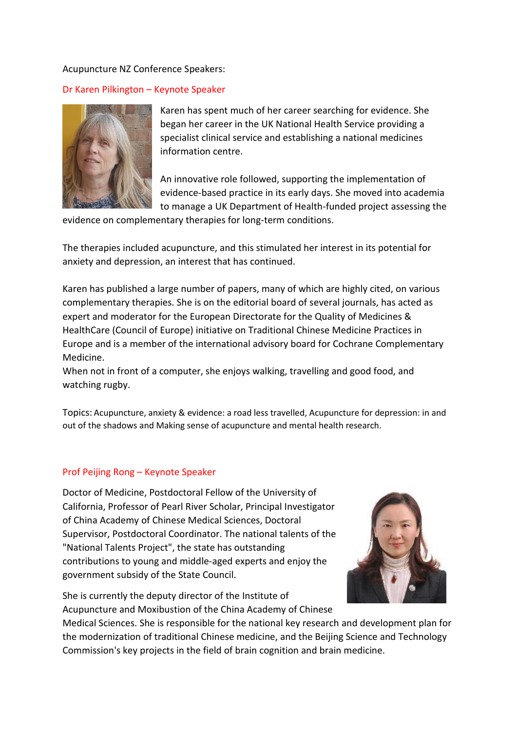Acupuncture NZ Conference Speakers:

## Dr Karen Pilkington – Keynote Speaker

Karen has spent much of her career searching for evidence. She began her career in the UK National Health Service providing a specialist clinical service and establishing a national medicines information centre.

An innovative role followed, supporting the implementation of evidence-based practice in its early days. She moved into academia to manage a UK Department of Health-funded project assessing the evidence on complementary therapies for long-term conditions.

The therapies included acupuncture, and this stimulated her interest in its potential for anxiety and depression, an interest that has continued.

Karen has published a large number of papers, many of which are highly cited, on various complementary therapies. She is on the editorial board of several journals, has acted as expert and moderator for the European Directorate for the Quality of Medicines & HealthCare (Council of Europe) initiative on Traditional Chinese Medicine Practices in Europe and is a member of the international advisory board for Cochrane Complementary Medicine.
When not in front of a computer, she enjoys walking, travelling and good food, and watching rugby.

Topics: Acupuncture, anxiety & evidence: a road less travelled, Acupuncture for depression: in and out of the shadows and Making sense of acupuncture and mental health research.

## Prof Peijing Rong – Keynote Speaker

Doctor of Medicine, Postdoctoral Fellow of the University of California, Professor of Pearl River Scholar, Principal Investigator of China Academy of Chinese Medical Sciences, Doctoral Supervisor, Postdoctoral Coordinator. The national talents of the "National Talents Project", the state has outstanding contributions to young and middle-aged experts and enjoy the government subsidy of the State Council.

She is currently the deputy director of the Institute of Acupuncture and Moxibustion of the China Academy of Chinese Medical Sciences. She is responsible for the national key research and development plan for the modernization of traditional Chinese medicine, and the Beijing Science and Technology Commission's key projects in the field of brain cognition and brain medicine.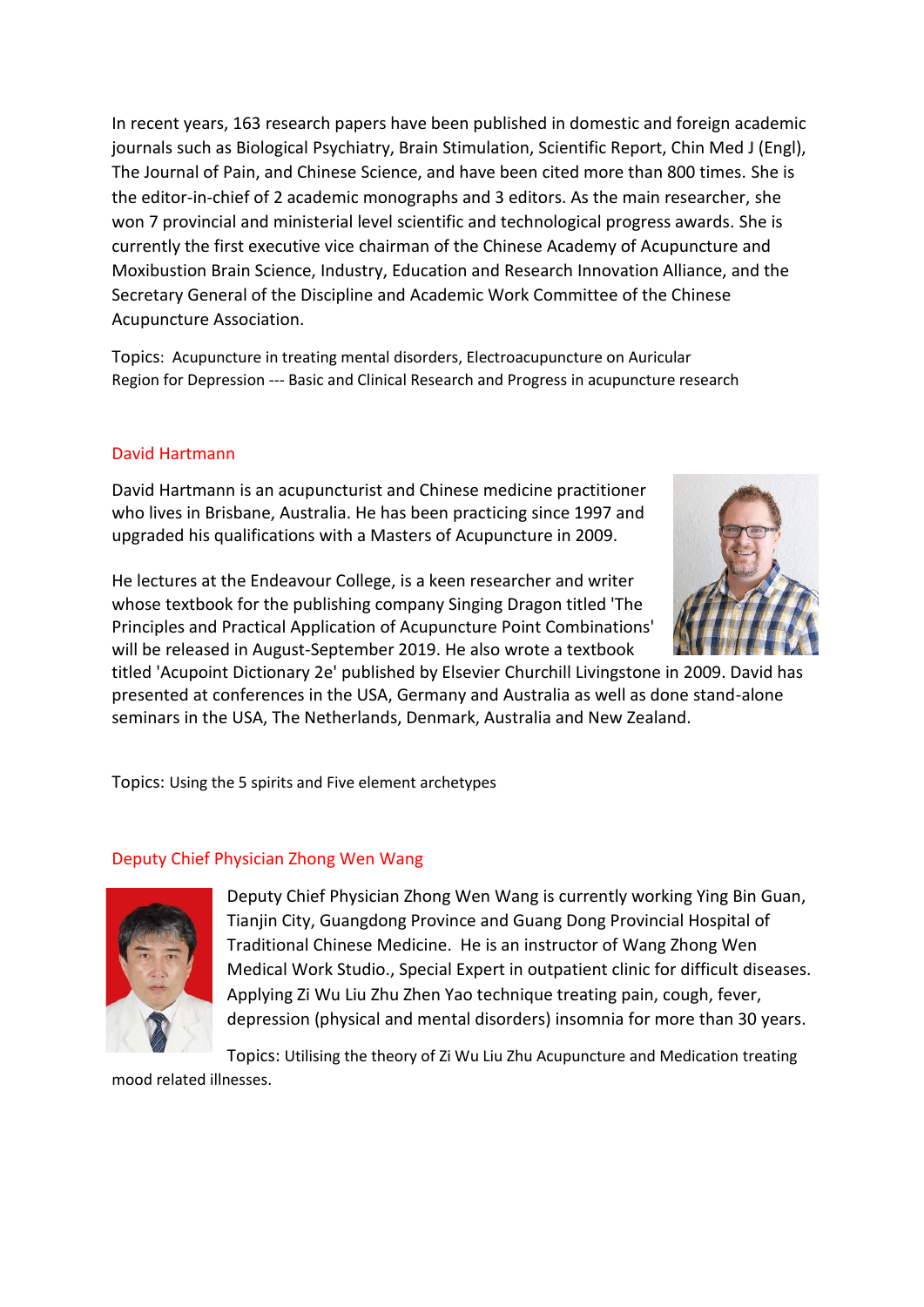In recent years, 163 research papers have been published in domestic and foreign academic journals such as Biological Psychiatry, Brain Stimulation, Scientific Report, Chin Med J (Engl), The Journal of Pain, and Chinese Science, and have been cited more than 800 times. She is the editor-in-chief of 2 academic monographs and 3 editors. As the main researcher, she won 7 provincial and ministerial level scientific and technological progress awards. She is currently the first executive vice chairman of the Chinese Academy of Acupuncture and Moxibustion Brain Science, Industry, Education and Research Innovation Alliance, and the Secretary General of the Discipline and Academic Work Committee of the Chinese Acupuncture Association.

Topics: Acupuncture in treating mental disorders, Electroacupuncture on Auricular Region for Depression --- Basic and Clinical Research and Progress in acupuncture research

## David Hartmann

David Hartmann is an acupuncturist and Chinese medicine practitioner who lives in Brisbane, Australia. He has been practicing since 1997 and upgraded his qualifications with a Masters of Acupuncture in 2009.

He lectures at the Endeavour College, is a keen researcher and writer whose textbook for the publishing company Singing Dragon titled 'The Principles and Practical Application of Acupuncture Point Combinations' will be released in August-September 2019. He also wrote a textbook titled 'Acupoint Dictionary 2e' published by Elsevier Churchill Livingstone in 2009. David has presented at conferences in the USA, Germany and Australia as well as done stand-alone seminars in the USA, The Netherlands, Denmark, Australia and New Zealand.

Topics: Using the 5 spirits and Five element archetypes

## Deputy Chief Physician Zhong Wen Wang

Deputy Chief Physician Zhong Wen Wang is currently working Ying Bin Guan, Tianjin City, Guangdong Province and Guang Dong Provincial Hospital of Traditional Chinese Medicine. He is an instructor of Wang Zhong Wen Medical Work Studio., Special Expert in outpatient clinic for difficult diseases. Applying Zi Wu Liu Zhu Zhen Yao technique treating pain, cough, fever, depression (physical and mental disorders) insomnia for more than 30 years.

Topics: Utilising the theory of Zi Wu Liu Zhu Acupuncture and Medication treating mood related illnesses.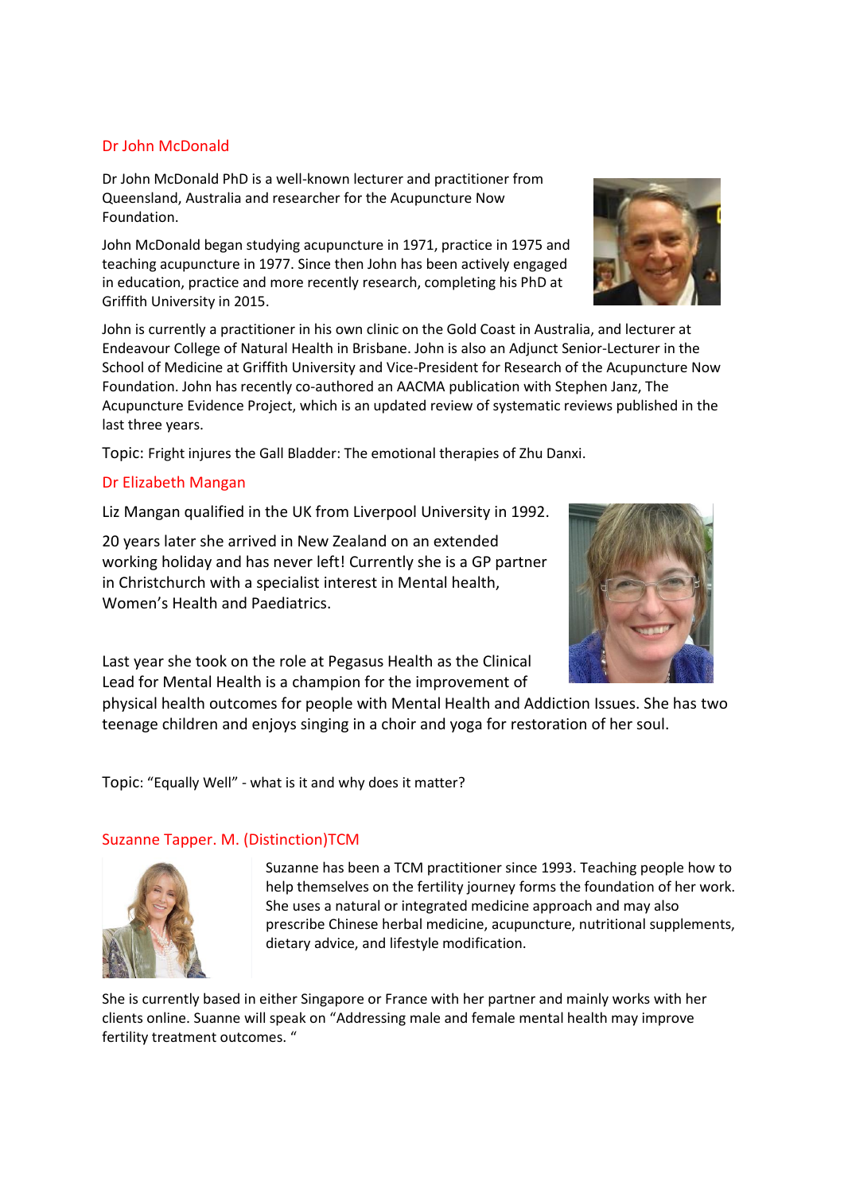## Dr John McDonald

Dr John McDonald PhD is a well-known lecturer and practitioner from Queensland, Australia and researcher for the Acupuncture Now Foundation.

John McDonald began studying acupuncture in 1971, practice in 1975 and teaching acupuncture in 1977. Since then John has been actively engaged in education, practice and more recently research, completing his PhD at Griffith University in 2015.

John is currently a practitioner in his own clinic on the Gold Coast in Australia, and lecturer at Endeavour College of Natural Health in Brisbane. John is also an Adjunct Senior-Lecturer in the School of Medicine at Griffith University and Vice-President for Research of the Acupuncture Now Foundation. John has recently co-authored an AACMA publication with Stephen Janz, The Acupuncture Evidence Project, which is an updated review of systematic reviews published in the last three years.

Topic: Fright injures the Gall Bladder: The emotional therapies of Zhu Danxi.

## Dr Elizabeth Mangan

Liz Mangan qualified in the UK from Liverpool University in 1992.

20 years later she arrived in New Zealand on an extended working holiday and has never left! Currently she is a GP partner in Christchurch with a specialist interest in Mental health, Women's Health and Paediatrics.

Last year she took on the role at Pegasus Health as the Clinical Lead for Mental Health is a champion for the improvement of physical health outcomes for people with Mental Health and Addiction Issues. She has two teenage children and enjoys singing in a choir and yoga for restoration of her soul.

Topic: "Equally Well" - what is it and why does it matter?

## Suzanne Tapper. M. (Distinction)TCM

Suzanne has been a TCM practitioner since 1993. Teaching people how to help themselves on the fertility journey forms the foundation of her work. She uses a natural or integrated medicine approach and may also prescribe Chinese herbal medicine, acupuncture, nutritional supplements, dietary advice, and lifestyle modification.

She is currently based in either Singapore or France with her partner and mainly works with her clients online. Suanne will speak on "Addressing male and female mental health may improve fertility treatment outcomes. "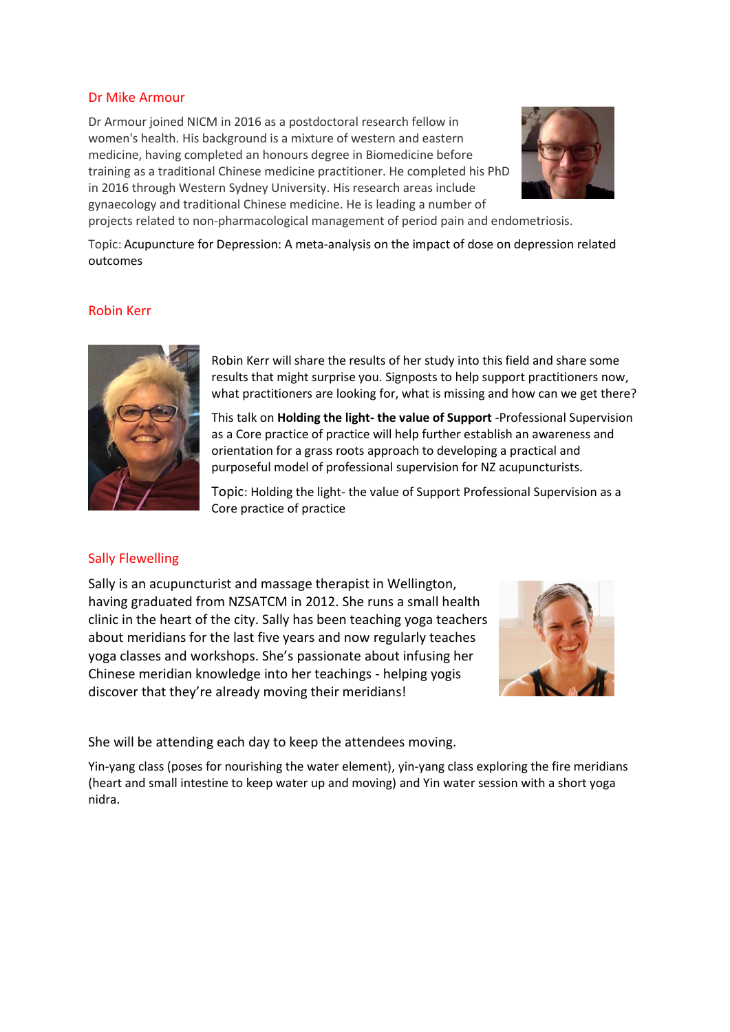## Dr Mike Armour

Dr Armour joined NICM in 2016 as a postdoctoral research fellow in women's health. His background is a mixture of western and eastern medicine, having completed an honours degree in Biomedicine before training as a traditional Chinese medicine practitioner. He completed his PhD in 2016 through Western Sydney University. His research areas include gynaecology and traditional Chinese medicine. He is leading a number of projects related to non-pharmacological management of period pain and endometriosis.

Topic: Acupuncture for Depression: A meta-analysis on the impact of dose on depression related outcomes

## Robin Kerr

Robin Kerr will share the results of her study into this field and share some results that might surprise you. Signposts to help support practitioners now, what practitioners are looking for, what is missing and how can we get there?

This talk on **Holding the light- the value of Support** -Professional Supervision as a Core practice of practice will help further establish an awareness and orientation for a grass roots approach to developing a practical and purposeful model of professional supervision for NZ acupuncturists.

Topic: Holding the light- the value of Support Professional Supervision as a Core practice of practice

## Sally Flewelling

Sally is an acupuncturist and massage therapist in Wellington, having graduated from NZSATCM in 2012. She runs a small health clinic in the heart of the city. Sally has been teaching yoga teachers about meridians for the last five years and now regularly teaches yoga classes and workshops. She's passionate about infusing her Chinese meridian knowledge into her teachings - helping yogis discover that they're already moving their meridians!

She will be attending each day to keep the attendees moving.

Yin-yang class (poses for nourishing the water element), yin-yang class exploring the fire meridians (heart and small intestine to keep water up and moving) and Yin water session with a short yoga nidra.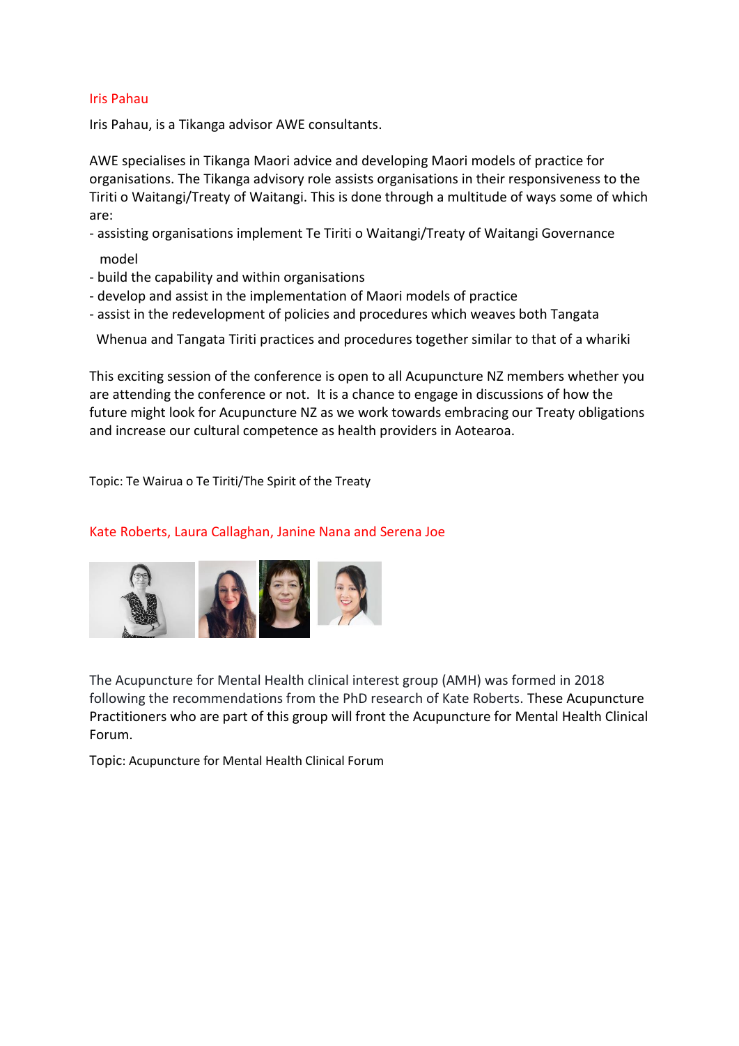## Iris Pahau

Iris Pahau, is a Tikanga advisor AWE consultants.

AWE specialises in Tikanga Maori advice and developing Maori models of practice for organisations. The Tikanga advisory role assists organisations in their responsiveness to the Tiriti o Waitangi/Treaty of Waitangi. This is done through a multitude of ways some of which are:

- assisting organisations implement Te Tiriti o Waitangi/Treaty of Waitangi Governance model
- build the capability and within organisations
- develop and assist in the implementation of Maori models of practice
- assist in the redevelopment of policies and procedures which weaves both Tangata Whenua and Tangata Tiriti practices and procedures together similar to that of a whariki

This exciting session of the conference is open to all Acupuncture NZ members whether you are attending the conference or not. It is a chance to engage in discussions of how the future might look for Acupuncture NZ as we work towards embracing our Treaty obligations and increase our cultural competence as health providers in Aotearoa.

Topic: Te Wairua o Te Tiriti/The Spirit of the Treaty

## Kate Roberts, Laura Callaghan, Janine Nana and Serena Joe

The Acupuncture for Mental Health clinical interest group (AMH) was formed in 2018 following the recommendations from the PhD research of Kate Roberts. These Acupuncture Practitioners who are part of this group will front the Acupuncture for Mental Health Clinical Forum.

Topic: Acupuncture for Mental Health Clinical Forum